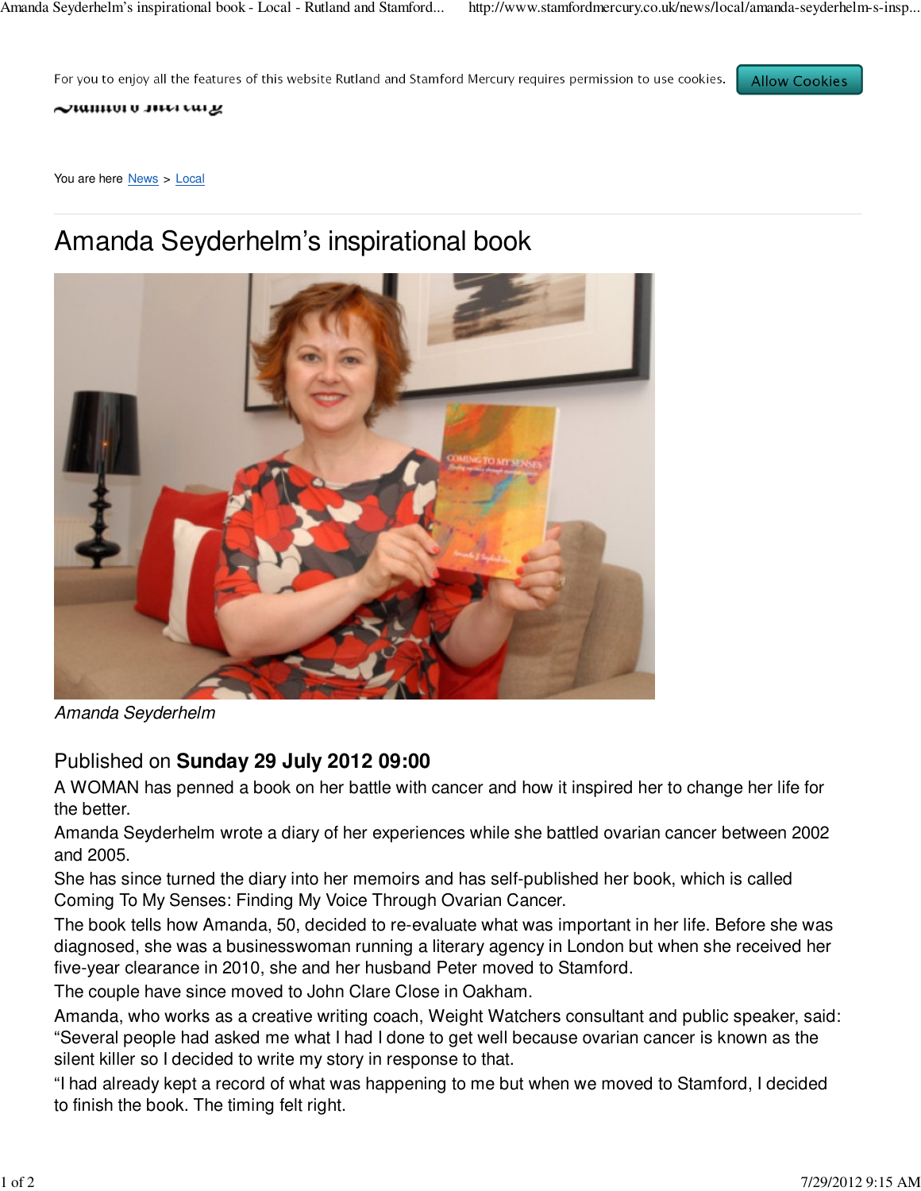For you to enjoy all the features of this website Rutland and Stamford Mercury requires permission to use cookies. Allow Cookies

You are here News > Local

# Amanda Seyderhelm's inspirational book

*Amanda Seyderhelm*

Published on **Sunday 29 July 2012 09:00**

A WOMAN has penned a book on her battle with cancer and how it inspired her to change her life for the better.

Amanda Seyderhelm wrote a diary of her experiences while she battled ovarian cancer between 2002 and 2005.

She has since turned the diary into her memoirs and has self-published her book, which is called Coming To My Senses: Finding My Voice Through Ovarian Cancer.

The book tells how Amanda, 50, decided to re-evaluate what was important in her life. Before she was diagnosed, she was a businesswoman running a literary agency in London but when she received her five-year clearance in 2010, she and her husband Peter moved to Stamford.

The couple have since moved to John Clare Close in Oakham.

Amanda, who works as a creative writing coach, Weight Watchers consultant and public speaker, said: "Several people had asked me what I had I done to get well because ovarian cancer is known as the silent killer so I decided to write my story in response to that.

"I had already kept a record of what was happening to me but when we moved to Stamford, I decided to finish the book. The timing felt right.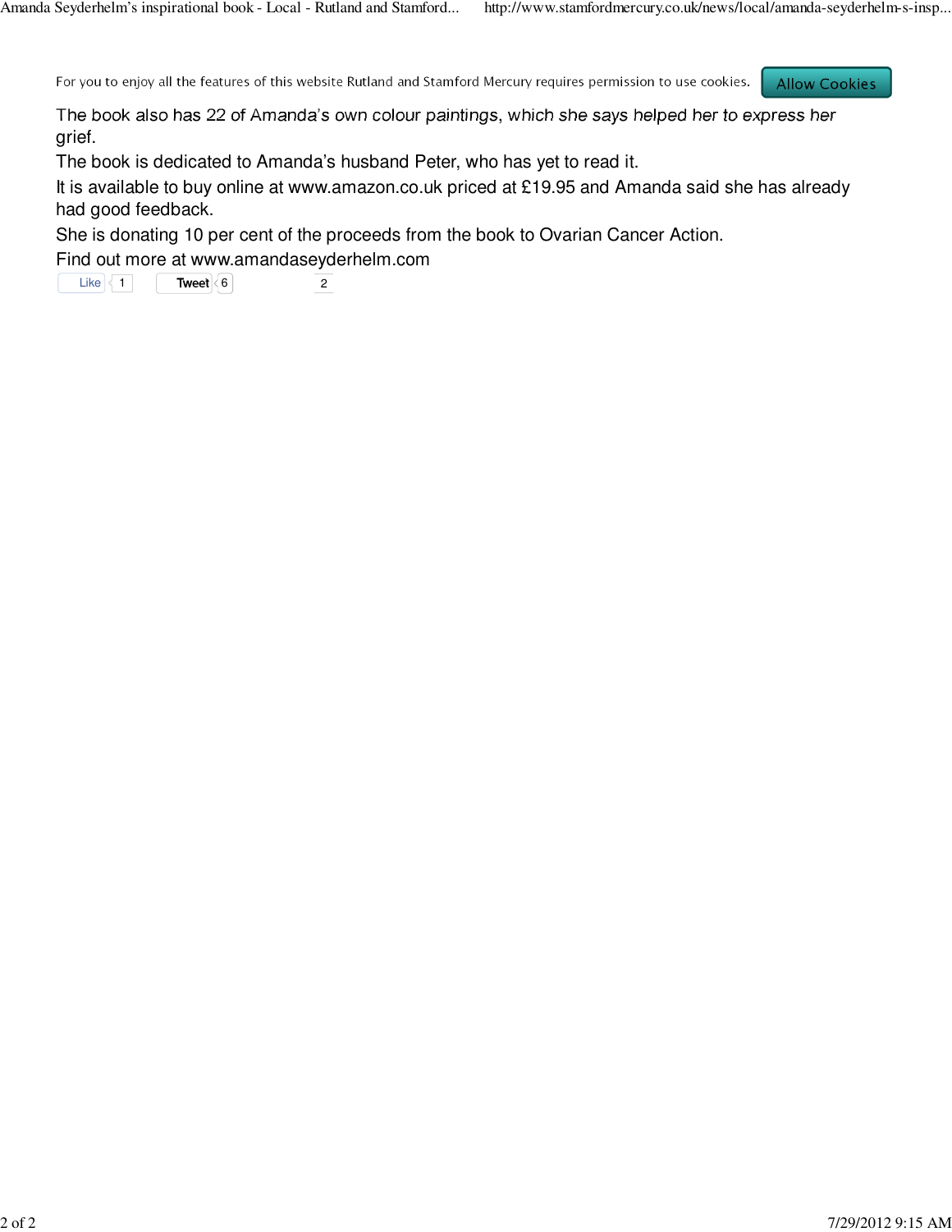For you to enjoy all the features of this website Rutland and Stamford Mercury requires permission to use cookies. Allow Cookies

The book also has 22 of Amanda's own colour paintings, which she says helped her to express her grief.

The book is dedicated to Amanda's husband Peter, who has yet to read it.

It is available to buy online at www.amazon.co.uk priced at £19.95 and Amanda said she has already had good feedback.

She is donating 10 per cent of the proceeds from the book to Ovarian Cancer Action.

Find out more at www.amandaseyderhelm.com

Like 1 Tweet 6 2